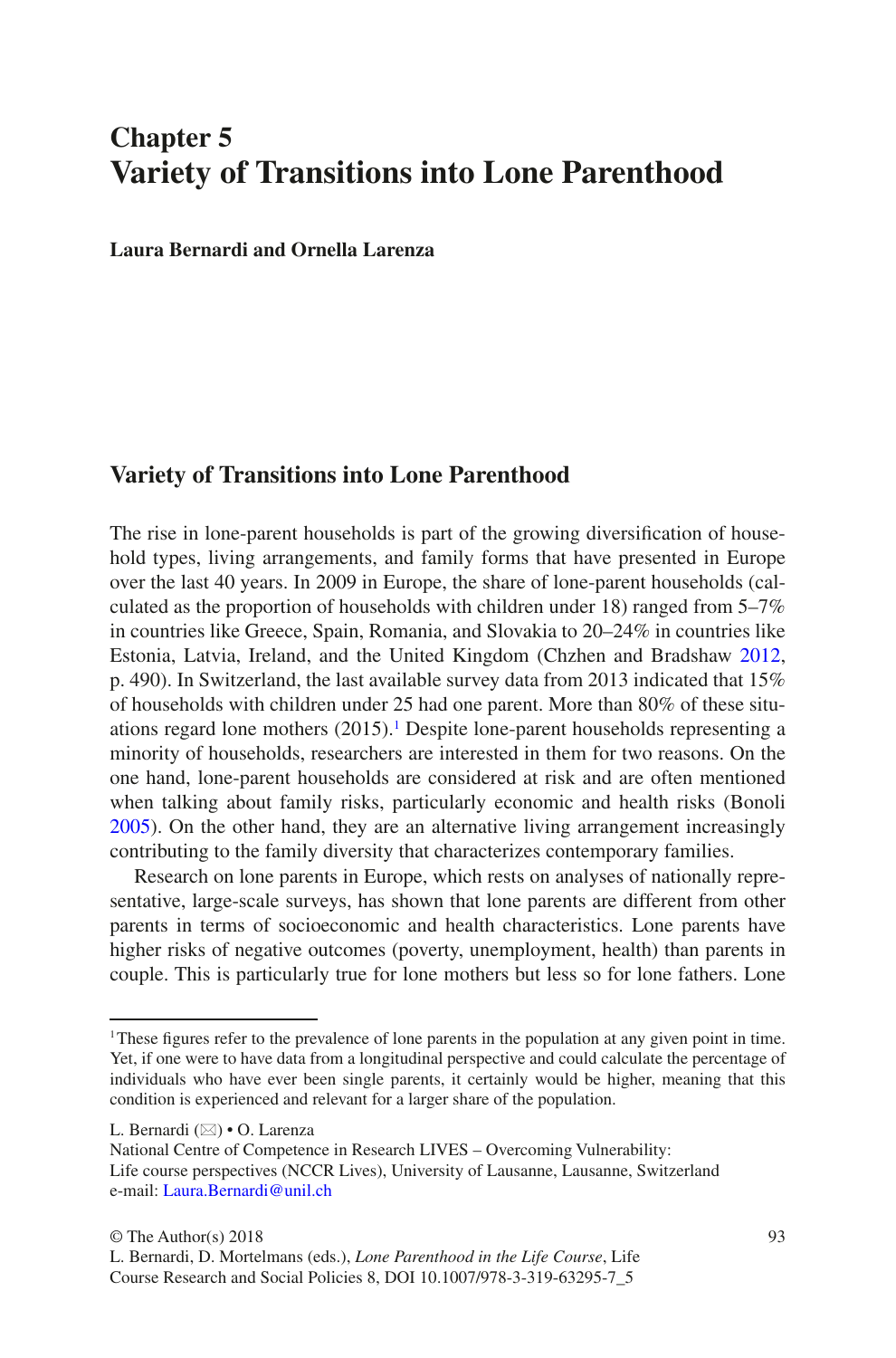# Chapter 5
# Variety of Transitions into Lone Parenthood

**Laura Bernardi and Ornella Larenza**

## Variety of Transitions into Lone Parenthood

The rise in lone-parent households is part of the growing diversification of household types, living arrangements, and family forms that have presented in Europe over the last 40 years. In 2009 in Europe, the share of lone-parent households (calculated as the proportion of households with children under 18) ranged from 5–7% in countries like Greece, Spain, Romania, and Slovakia to 20–24% in countries like Estonia, Latvia, Ireland, and the United Kingdom (Chzhen and Bradshaw 2012, p. 490). In Switzerland, the last available survey data from 2013 indicated that 15% of households with children under 25 had one parent. More than 80% of these situations regard lone mothers (2015).[1] Despite lone-parent households representing a minority of households, researchers are interested in them for two reasons. On the one hand, lone-parent households are considered at risk and are often mentioned when talking about family risks, particularly economic and health risks (Bonoli 2005). On the other hand, they are an alternative living arrangement increasingly contributing to the family diversity that characterizes contemporary families.

Research on lone parents in Europe, which rests on analyses of nationally representative, large-scale surveys, has shown that lone parents are different from other parents in terms of socioeconomic and health characteristics. Lone parents have higher risks of negative outcomes (poverty, unemployment, health) than parents in couple. This is particularly true for lone mothers but less so for lone fathers. Lone

[1] These figures refer to the prevalence of lone parents in the population at any given point in time. Yet, if one were to have data from a longitudinal perspective and could calculate the percentage of individuals who have ever been single parents, it certainly would be higher, meaning that this condition is experienced and relevant for a larger share of the population.

L. Bernardi (✉) • O. Larenza
National Centre of Competence in Research LIVES – Overcoming Vulnerability: Life course perspectives (NCCR Lives), University of Lausanne, Lausanne, Switzerland
e-mail: Laura.Bernardi@unil.ch

© The Author(s) 2018
L. Bernardi, D. Mortelmans (eds.), *Lone Parenthood in the Life Course*, Life Course Research and Social Policies 8, DOI 10.1007/978-3-319-63295-7_5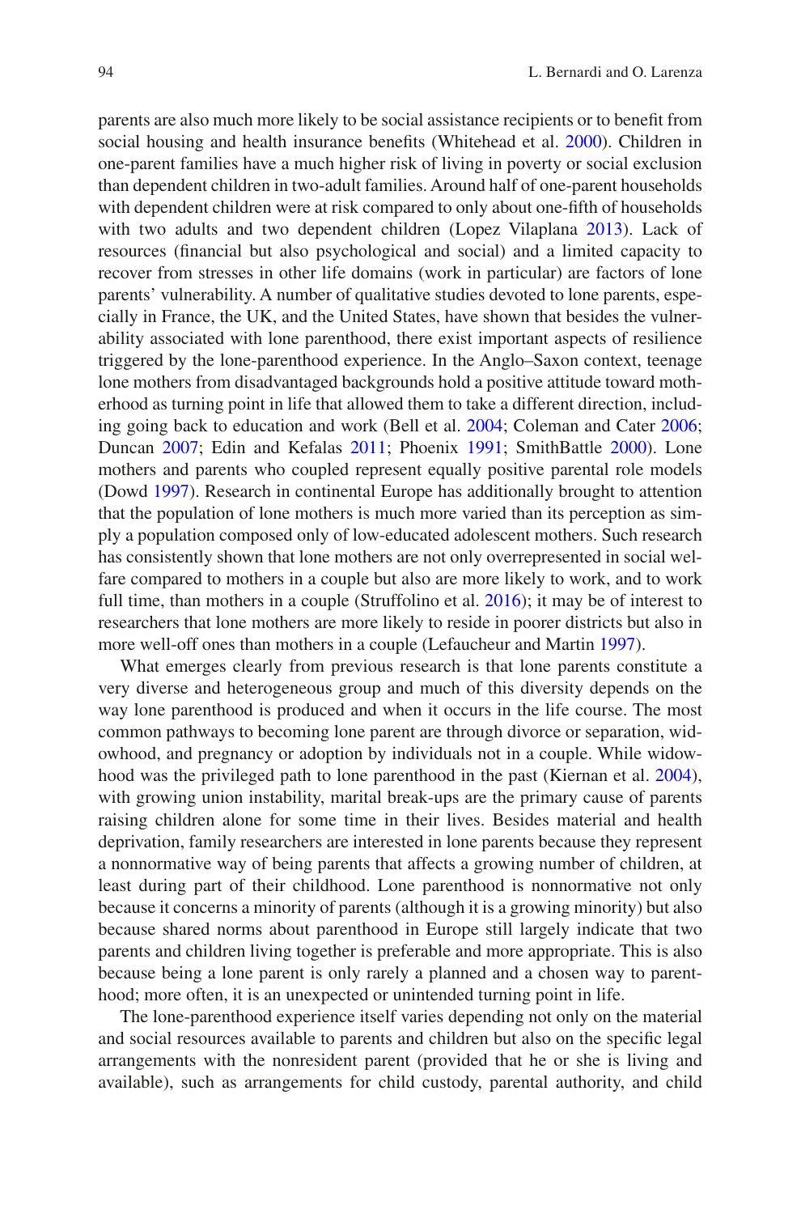parents are also much more likely to be social assistance recipients or to benefit from social housing and health insurance benefits (Whitehead et al. 2000). Children in one-parent families have a much higher risk of living in poverty or social exclusion than dependent children in two-adult families. Around half of one-parent households with dependent children were at risk compared to only about one-fifth of households with two adults and two dependent children (Lopez Vilaplana 2013). Lack of resources (financial but also psychological and social) and a limited capacity to recover from stresses in other life domains (work in particular) are factors of lone parents' vulnerability. A number of qualitative studies devoted to lone parents, especially in France, the UK, and the United States, have shown that besides the vulnerability associated with lone parenthood, there exist important aspects of resilience triggered by the lone-parenthood experience. In the Anglo–Saxon context, teenage lone mothers from disadvantaged backgrounds hold a positive attitude toward motherhood as turning point in life that allowed them to take a different direction, including going back to education and work (Bell et al. 2004; Coleman and Cater 2006; Duncan 2007; Edin and Kefalas 2011; Phoenix 1991; SmithBattle 2000). Lone mothers and parents who coupled represent equally positive parental role models (Dowd 1997). Research in continental Europe has additionally brought to attention that the population of lone mothers is much more varied than its perception as simply a population composed only of low-educated adolescent mothers. Such research has consistently shown that lone mothers are not only overrepresented in social welfare compared to mothers in a couple but also are more likely to work, and to work full time, than mothers in a couple (Struffolino et al. 2016); it may be of interest to researchers that lone mothers are more likely to reside in poorer districts but also in more well-off ones than mothers in a couple (Lefaucheur and Martin 1997).

What emerges clearly from previous research is that lone parents constitute a very diverse and heterogeneous group and much of this diversity depends on the way lone parenthood is produced and when it occurs in the life course. The most common pathways to becoming lone parent are through divorce or separation, widowhood, and pregnancy or adoption by individuals not in a couple. While widowhood was the privileged path to lone parenthood in the past (Kiernan et al. 2004), with growing union instability, marital break-ups are the primary cause of parents raising children alone for some time in their lives. Besides material and health deprivation, family researchers are interested in lone parents because they represent a nonnormative way of being parents that affects a growing number of children, at least during part of their childhood. Lone parenthood is nonnormative not only because it concerns a minority of parents (although it is a growing minority) but also because shared norms about parenthood in Europe still largely indicate that two parents and children living together is preferable and more appropriate. This is also because being a lone parent is only rarely a planned and a chosen way to parenthood; more often, it is an unexpected or unintended turning point in life.

The lone-parenthood experience itself varies depending not only on the material and social resources available to parents and children but also on the specific legal arrangements with the nonresident parent (provided that he or she is living and available), such as arrangements for child custody, parental authority, and child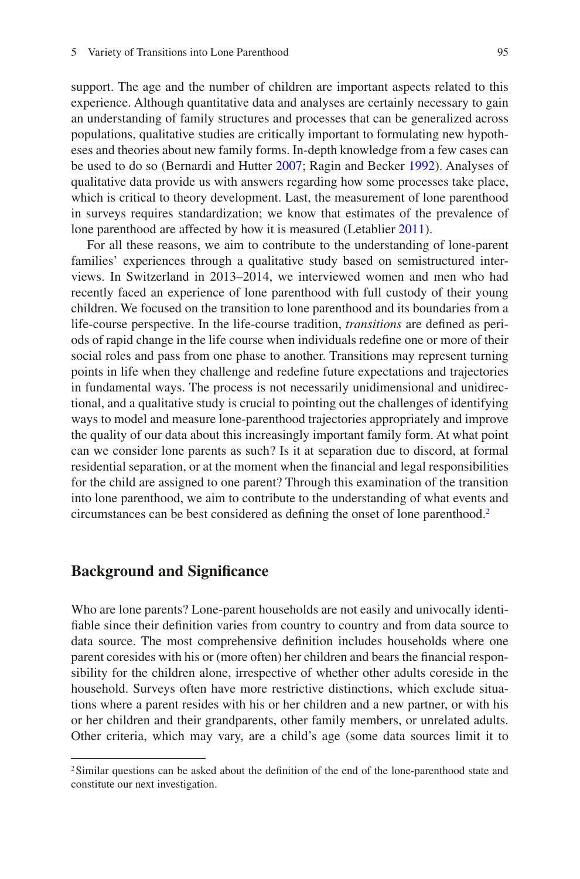support. The age and the number of children are important aspects related to this experience. Although quantitative data and analyses are certainly necessary to gain an understanding of family structures and processes that can be generalized across populations, qualitative studies are critically important to formulating new hypotheses and theories about new family forms. In-depth knowledge from a few cases can be used to do so (Bernardi and Hutter 2007; Ragin and Becker 1992). Analyses of qualitative data provide us with answers regarding how some processes take place, which is critical to theory development. Last, the measurement of lone parenthood in surveys requires standardization; we know that estimates of the prevalence of lone parenthood are affected by how it is measured (Letablier 2011).

For all these reasons, we aim to contribute to the understanding of lone-parent families' experiences through a qualitative study based on semistructured interviews. In Switzerland in 2013–2014, we interviewed women and men who had recently faced an experience of lone parenthood with full custody of their young children. We focused on the transition to lone parenthood and its boundaries from a life-course perspective. In the life-course tradition, *transitions* are defined as periods of rapid change in the life course when individuals redefine one or more of their social roles and pass from one phase to another. Transitions may represent turning points in life when they challenge and redefine future expectations and trajectories in fundamental ways. The process is not necessarily unidimensional and unidirectional, and a qualitative study is crucial to pointing out the challenges of identifying ways to model and measure lone-parenthood trajectories appropriately and improve the quality of our data about this increasingly important family form. At what point can we consider lone parents as such? Is it at separation due to discord, at formal residential separation, or at the moment when the financial and legal responsibilities for the child are assigned to one parent? Through this examination of the transition into lone parenthood, we aim to contribute to the understanding of what events and circumstances can be best considered as defining the onset of lone parenthood.[2]

## Background and Significance

Who are lone parents? Lone-parent households are not easily and univocally identifiable since their definition varies from country to country and from data source to data source. The most comprehensive definition includes households where one parent coresides with his or (more often) her children and bears the financial responsibility for the children alone, irrespective of whether other adults coreside in the household. Surveys often have more restrictive distinctions, which exclude situations where a parent resides with his or her children and a new partner, or with his or her children and their grandparents, other family members, or unrelated adults. Other criteria, which may vary, are a child's age (some data sources limit it to

[2] Similar questions can be asked about the definition of the end of the lone-parenthood state and constitute our next investigation.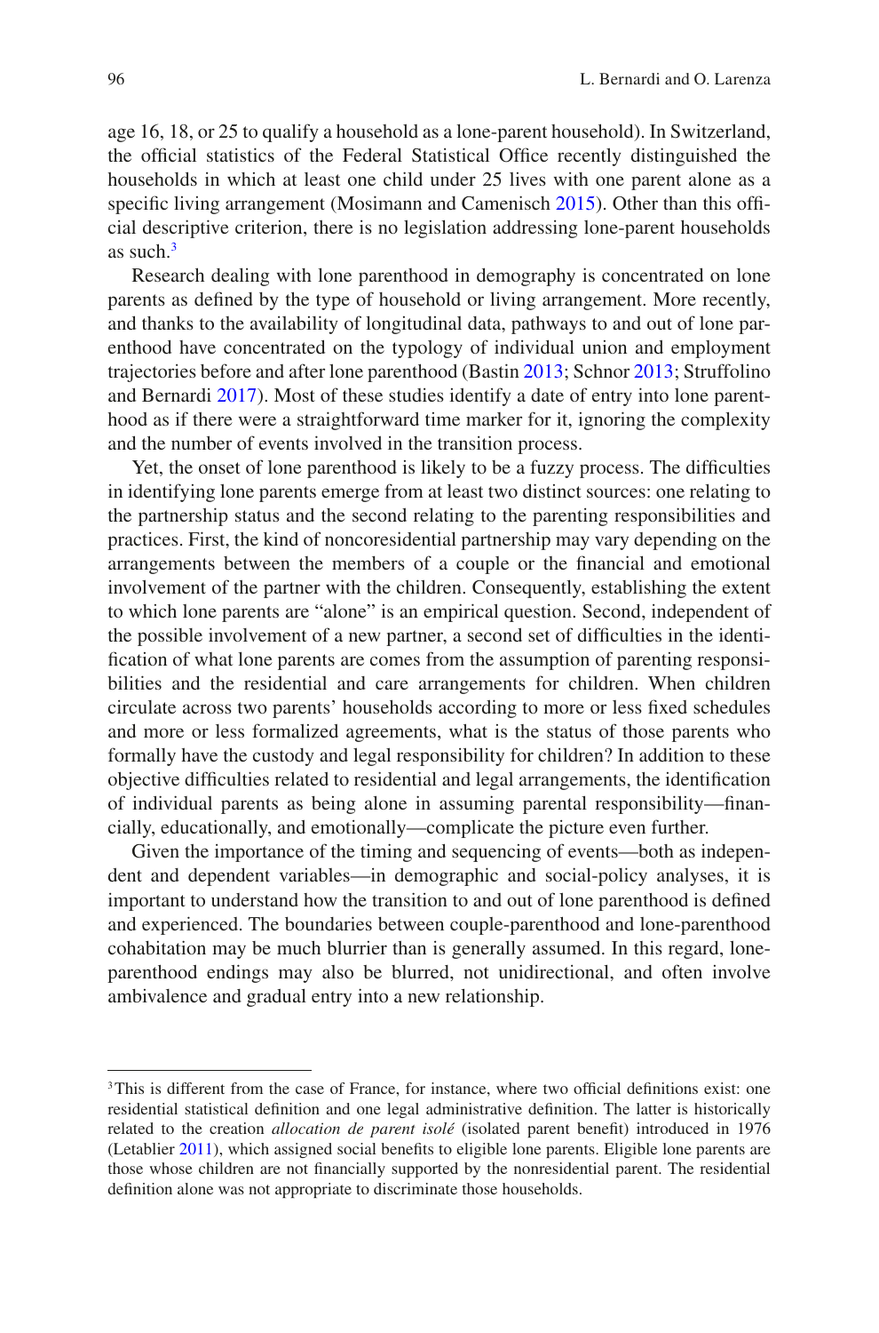age 16, 18, or 25 to qualify a household as a lone-parent household). In Switzerland, the official statistics of the Federal Statistical Office recently distinguished the households in which at least one child under 25 lives with one parent alone as a specific living arrangement (Mosimann and Camenisch 2015). Other than this official descriptive criterion, there is no legislation addressing lone-parent households as such.[3]

Research dealing with lone parenthood in demography is concentrated on lone parents as defined by the type of household or living arrangement. More recently, and thanks to the availability of longitudinal data, pathways to and out of lone parenthood have concentrated on the typology of individual union and employment trajectories before and after lone parenthood (Bastin 2013; Schnor 2013; Struffolino and Bernardi 2017). Most of these studies identify a date of entry into lone parenthood as if there were a straightforward time marker for it, ignoring the complexity and the number of events involved in the transition process.

Yet, the onset of lone parenthood is likely to be a fuzzy process. The difficulties in identifying lone parents emerge from at least two distinct sources: one relating to the partnership status and the second relating to the parenting responsibilities and practices. First, the kind of noncoresidential partnership may vary depending on the arrangements between the members of a couple or the financial and emotional involvement of the partner with the children. Consequently, establishing the extent to which lone parents are "alone" is an empirical question. Second, independent of the possible involvement of a new partner, a second set of difficulties in the identification of what lone parents are comes from the assumption of parenting responsibilities and the residential and care arrangements for children. When children circulate across two parents' households according to more or less fixed schedules and more or less formalized agreements, what is the status of those parents who formally have the custody and legal responsibility for children? In addition to these objective difficulties related to residential and legal arrangements, the identification of individual parents as being alone in assuming parental responsibility—financially, educationally, and emotionally—complicate the picture even further.

Given the importance of the timing and sequencing of events—both as independent and dependent variables—in demographic and social-policy analyses, it is important to understand how the transition to and out of lone parenthood is defined and experienced. The boundaries between couple-parenthood and lone-parenthood cohabitation may be much blurrier than is generally assumed. In this regard, lone-parenthood endings may also be blurred, not unidirectional, and often involve ambivalence and gradual entry into a new relationship.

---

[3] This is different from the case of France, for instance, where two official definitions exist: one residential statistical definition and one legal administrative definition. The latter is historically related to the creation *allocation de parent isolé* (isolated parent benefit) introduced in 1976 (Letablier 2011), which assigned social benefits to eligible lone parents. Eligible lone parents are those whose children are not financially supported by the nonresidential parent. The residential definition alone was not appropriate to discriminate those households.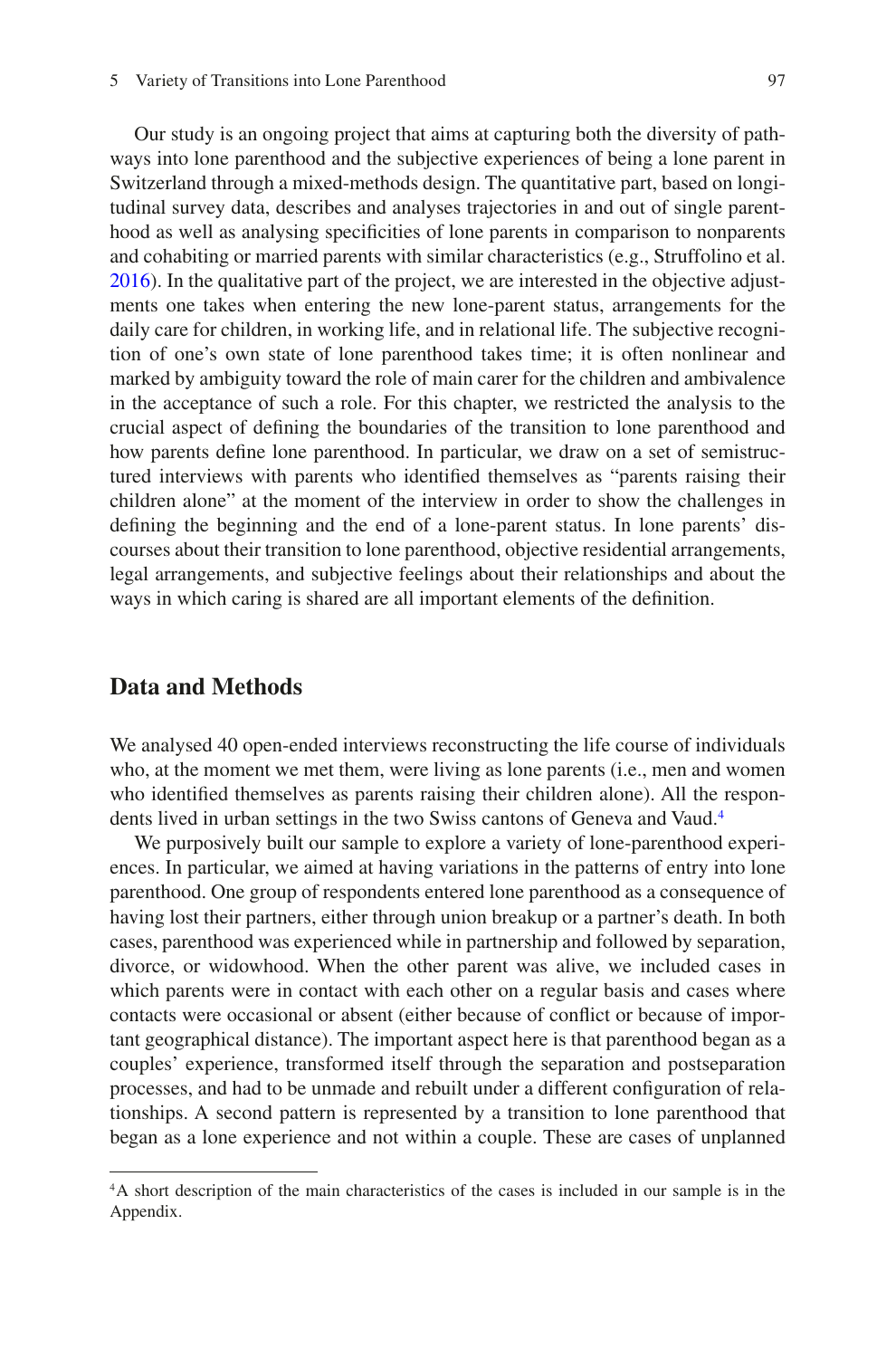Our study is an ongoing project that aims at capturing both the diversity of pathways into lone parenthood and the subjective experiences of being a lone parent in Switzerland through a mixed-methods design. The quantitative part, based on longitudinal survey data, describes and analyses trajectories in and out of single parenthood as well as analysing specificities of lone parents in comparison to nonparents and cohabiting or married parents with similar characteristics (e.g., Struffolino et al. 2016). In the qualitative part of the project, we are interested in the objective adjustments one takes when entering the new lone-parent status, arrangements for the daily care for children, in working life, and in relational life. The subjective recognition of one's own state of lone parenthood takes time; it is often nonlinear and marked by ambiguity toward the role of main carer for the children and ambivalence in the acceptance of such a role. For this chapter, we restricted the analysis to the crucial aspect of defining the boundaries of the transition to lone parenthood and how parents define lone parenthood. In particular, we draw on a set of semistructured interviews with parents who identified themselves as "parents raising their children alone" at the moment of the interview in order to show the challenges in defining the beginning and the end of a lone-parent status. In lone parents' discourses about their transition to lone parenthood, objective residential arrangements, legal arrangements, and subjective feelings about their relationships and about the ways in which caring is shared are all important elements of the definition.

## Data and Methods

We analysed 40 open-ended interviews reconstructing the life course of individuals who, at the moment we met them, were living as lone parents (i.e., men and women who identified themselves as parents raising their children alone). All the respondents lived in urban settings in the two Swiss cantons of Geneva and Vaud.[4]

We purposively built our sample to explore a variety of lone-parenthood experiences. In particular, we aimed at having variations in the patterns of entry into lone parenthood. One group of respondents entered lone parenthood as a consequence of having lost their partners, either through union breakup or a partner's death. In both cases, parenthood was experienced while in partnership and followed by separation, divorce, or widowhood. When the other parent was alive, we included cases in which parents were in contact with each other on a regular basis and cases where contacts were occasional or absent (either because of conflict or because of important geographical distance). The important aspect here is that parenthood began as a couples' experience, transformed itself through the separation and postseparation processes, and had to be unmade and rebuilt under a different configuration of relationships. A second pattern is represented by a transition to lone parenthood that began as a lone experience and not within a couple. These are cases of unplanned

[4] A short description of the main characteristics of the cases is included in our sample is in the Appendix.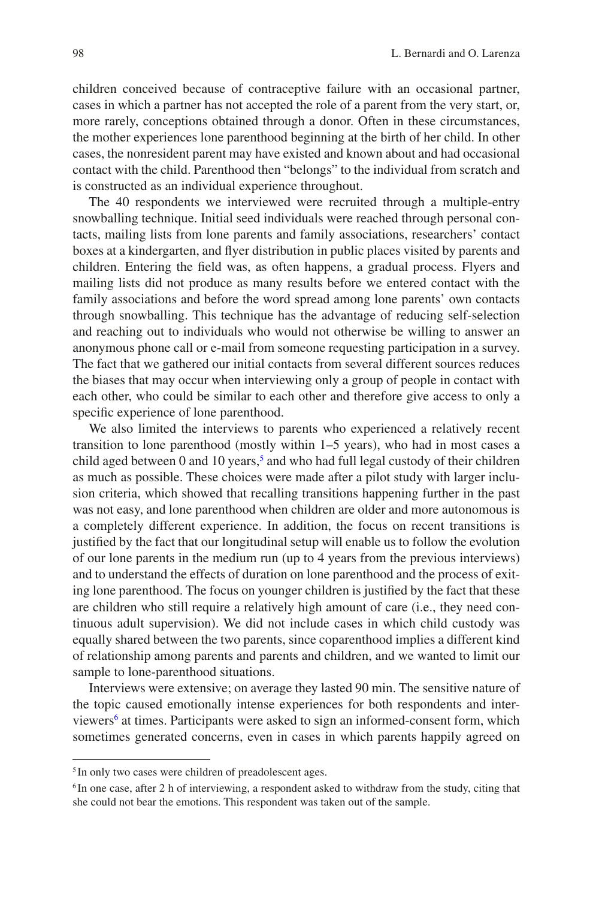children conceived because of contraceptive failure with an occasional partner, cases in which a partner has not accepted the role of a parent from the very start, or, more rarely, conceptions obtained through a donor. Often in these circumstances, the mother experiences lone parenthood beginning at the birth of her child. In other cases, the nonresident parent may have existed and known about and had occasional contact with the child. Parenthood then "belongs" to the individual from scratch and is constructed as an individual experience throughout.

The 40 respondents we interviewed were recruited through a multiple-entry snowballing technique. Initial seed individuals were reached through personal contacts, mailing lists from lone parents and family associations, researchers' contact boxes at a kindergarten, and flyer distribution in public places visited by parents and children. Entering the field was, as often happens, a gradual process. Flyers and mailing lists did not produce as many results before we entered contact with the family associations and before the word spread among lone parents' own contacts through snowballing. This technique has the advantage of reducing self-selection and reaching out to individuals who would not otherwise be willing to answer an anonymous phone call or e-mail from someone requesting participation in a survey. The fact that we gathered our initial contacts from several different sources reduces the biases that may occur when interviewing only a group of people in contact with each other, who could be similar to each other and therefore give access to only a specific experience of lone parenthood.

We also limited the interviews to parents who experienced a relatively recent transition to lone parenthood (mostly within 1–5 years), who had in most cases a child aged between 0 and 10 years,[5] and who had full legal custody of their children as much as possible. These choices were made after a pilot study with larger inclusion criteria, which showed that recalling transitions happening further in the past was not easy, and lone parenthood when children are older and more autonomous is a completely different experience. In addition, the focus on recent transitions is justified by the fact that our longitudinal setup will enable us to follow the evolution of our lone parents in the medium run (up to 4 years from the previous interviews) and to understand the effects of duration on lone parenthood and the process of exiting lone parenthood. The focus on younger children is justified by the fact that these are children who still require a relatively high amount of care (i.e., they need continuous adult supervision). We did not include cases in which child custody was equally shared between the two parents, since coparenthood implies a different kind of relationship among parents and parents and children, and we wanted to limit our sample to lone-parenthood situations.

Interviews were extensive; on average they lasted 90 min. The sensitive nature of the topic caused emotionally intense experiences for both respondents and interviewers[6] at times. Participants were asked to sign an informed-consent form, which sometimes generated concerns, even in cases in which parents happily agreed on

---

[5] In only two cases were children of preadolescent ages.

[6] In one case, after 2 h of interviewing, a respondent asked to withdraw from the study, citing that she could not bear the emotions. This respondent was taken out of the sample.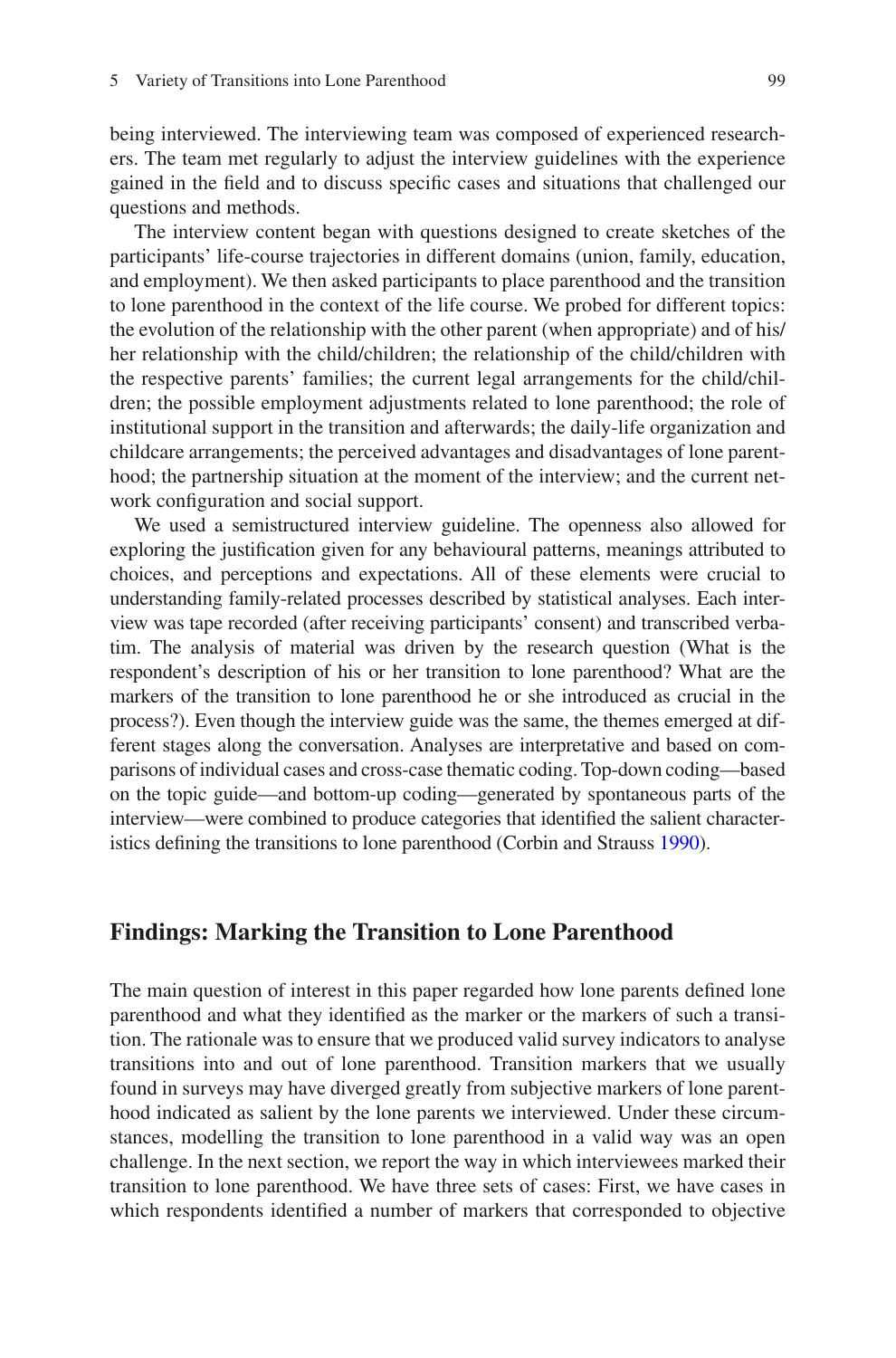being interviewed. The interviewing team was composed of experienced researchers. The team met regularly to adjust the interview guidelines with the experience gained in the field and to discuss specific cases and situations that challenged our questions and methods.

The interview content began with questions designed to create sketches of the participants' life-course trajectories in different domains (union, family, education, and employment). We then asked participants to place parenthood and the transition to lone parenthood in the context of the life course. We probed for different topics: the evolution of the relationship with the other parent (when appropriate) and of his/her relationship with the child/children; the relationship of the child/children with the respective parents' families; the current legal arrangements for the child/children; the possible employment adjustments related to lone parenthood; the role of institutional support in the transition and afterwards; the daily-life organization and childcare arrangements; the perceived advantages and disadvantages of lone parenthood; the partnership situation at the moment of the interview; and the current network configuration and social support.

We used a semistructured interview guideline. The openness also allowed for exploring the justification given for any behavioural patterns, meanings attributed to choices, and perceptions and expectations. All of these elements were crucial to understanding family-related processes described by statistical analyses. Each interview was tape recorded (after receiving participants' consent) and transcribed verbatim. The analysis of material was driven by the research question (What is the respondent's description of his or her transition to lone parenthood? What are the markers of the transition to lone parenthood he or she introduced as crucial in the process?). Even though the interview guide was the same, the themes emerged at different stages along the conversation. Analyses are interpretative and based on comparisons of individual cases and cross-case thematic coding. Top-down coding—based on the topic guide—and bottom-up coding—generated by spontaneous parts of the interview—were combined to produce categories that identified the salient characteristics defining the transitions to lone parenthood (Corbin and Strauss 1990).

## Findings: Marking the Transition to Lone Parenthood

The main question of interest in this paper regarded how lone parents defined lone parenthood and what they identified as the marker or the markers of such a transition. The rationale was to ensure that we produced valid survey indicators to analyse transitions into and out of lone parenthood. Transition markers that we usually found in surveys may have diverged greatly from subjective markers of lone parenthood indicated as salient by the lone parents we interviewed. Under these circumstances, modelling the transition to lone parenthood in a valid way was an open challenge. In the next section, we report the way in which interviewees marked their transition to lone parenthood. We have three sets of cases: First, we have cases in which respondents identified a number of markers that corresponded to objective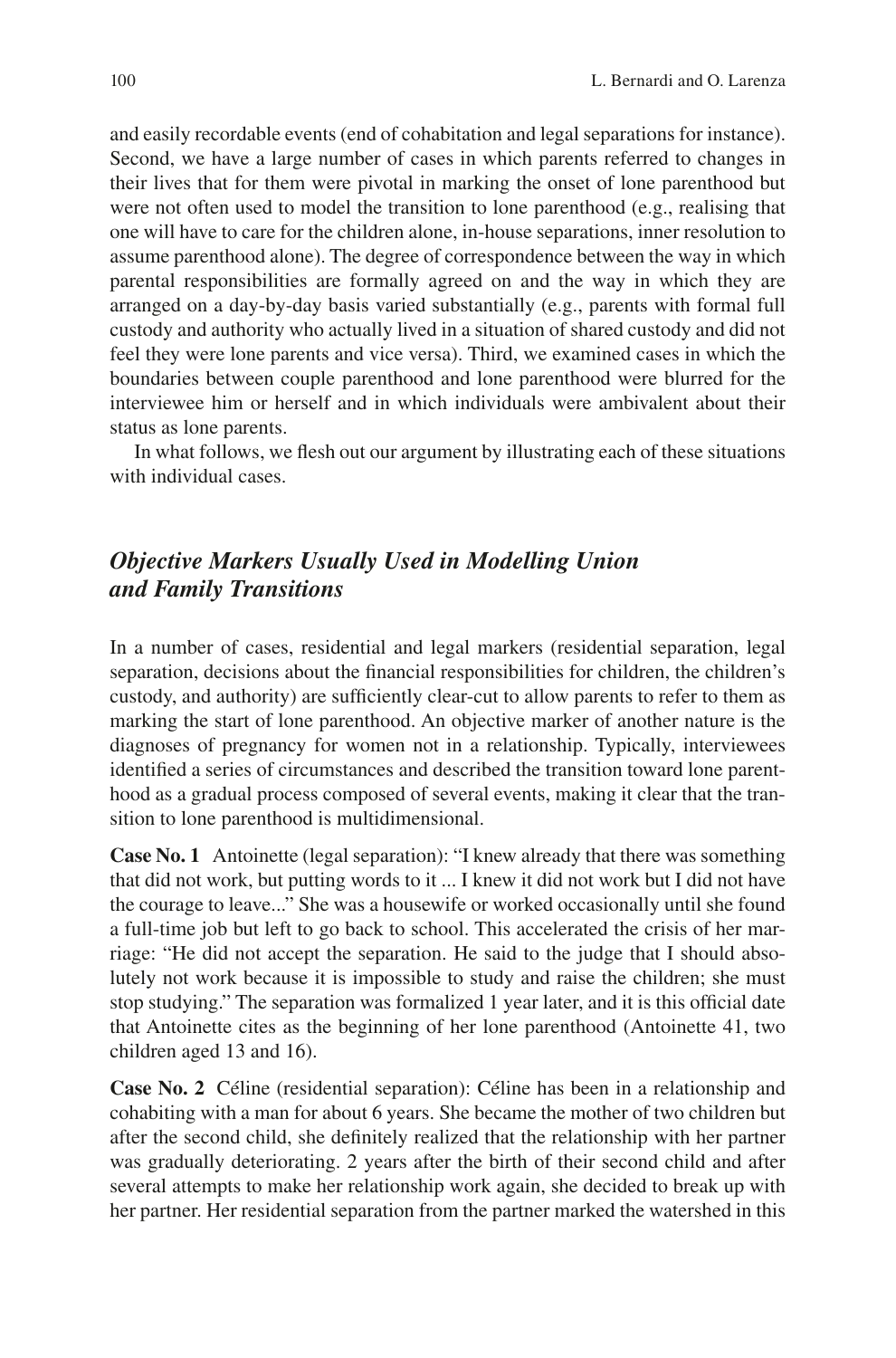and easily recordable events (end of cohabitation and legal separations for instance). Second, we have a large number of cases in which parents referred to changes in their lives that for them were pivotal in marking the onset of lone parenthood but were not often used to model the transition to lone parenthood (e.g., realising that one will have to care for the children alone, in-house separations, inner resolution to assume parenthood alone). The degree of correspondence between the way in which parental responsibilities are formally agreed on and the way in which they are arranged on a day-by-day basis varied substantially (e.g., parents with formal full custody and authority who actually lived in a situation of shared custody and did not feel they were lone parents and vice versa). Third, we examined cases in which the boundaries between couple parenthood and lone parenthood were blurred for the interviewee him or herself and in which individuals were ambivalent about their status as lone parents.

In what follows, we flesh out our argument by illustrating each of these situations with individual cases.

### *Objective Markers Usually Used in Modelling Union and Family Transitions*

In a number of cases, residential and legal markers (residential separation, legal separation, decisions about the financial responsibilities for children, the children's custody, and authority) are sufficiently clear-cut to allow parents to refer to them as marking the start of lone parenthood. An objective marker of another nature is the diagnoses of pregnancy for women not in a relationship. Typically, interviewees identified a series of circumstances and described the transition toward lone parenthood as a gradual process composed of several events, making it clear that the transition to lone parenthood is multidimensional.

**Case No. 1** Antoinette (legal separation): "I knew already that there was something that did not work, but putting words to it ... I knew it did not work but I did not have the courage to leave..." She was a housewife or worked occasionally until she found a full-time job but left to go back to school. This accelerated the crisis of her marriage: "He did not accept the separation. He said to the judge that I should absolutely not work because it is impossible to study and raise the children; she must stop studying." The separation was formalized 1 year later, and it is this official date that Antoinette cites as the beginning of her lone parenthood (Antoinette 41, two children aged 13 and 16).

**Case No. 2** Céline (residential separation): Céline has been in a relationship and cohabiting with a man for about 6 years. She became the mother of two children but after the second child, she definitely realized that the relationship with her partner was gradually deteriorating. 2 years after the birth of their second child and after several attempts to make her relationship work again, she decided to break up with her partner. Her residential separation from the partner marked the watershed in this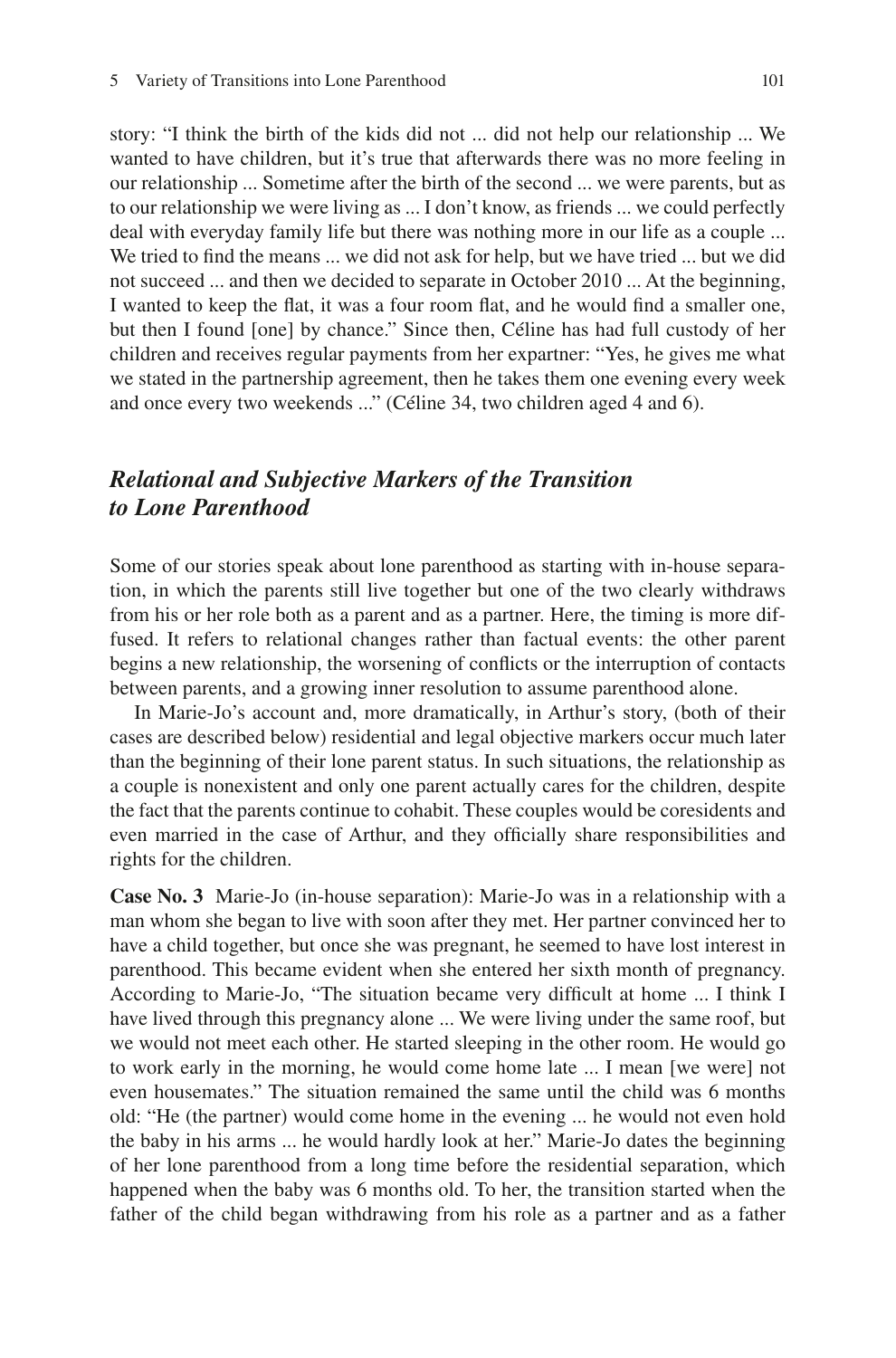story: "I think the birth of the kids did not ... did not help our relationship ... We wanted to have children, but it's true that afterwards there was no more feeling in our relationship ... Sometime after the birth of the second ... we were parents, but as to our relationship we were living as ... I don't know, as friends ... we could perfectly deal with everyday family life but there was nothing more in our life as a couple ... We tried to find the means ... we did not ask for help, but we have tried ... but we did not succeed ... and then we decided to separate in October 2010 ... At the beginning, I wanted to keep the flat, it was a four room flat, and he would find a smaller one, but then I found [one] by chance." Since then, Céline has had full custody of her children and receives regular payments from her expartner: "Yes, he gives me what we stated in the partnership agreement, then he takes them one evening every week and once every two weekends ..." (Céline 34, two children aged 4 and 6).

## *Relational and Subjective Markers of the Transition to Lone Parenthood*

Some of our stories speak about lone parenthood as starting with in-house separation, in which the parents still live together but one of the two clearly withdraws from his or her role both as a parent and as a partner. Here, the timing is more diffused. It refers to relational changes rather than factual events: the other parent begins a new relationship, the worsening of conflicts or the interruption of contacts between parents, and a growing inner resolution to assume parenthood alone.

In Marie-Jo's account and, more dramatically, in Arthur's story, (both of their cases are described below) residential and legal objective markers occur much later than the beginning of their lone parent status. In such situations, the relationship as a couple is nonexistent and only one parent actually cares for the children, despite the fact that the parents continue to cohabit. These couples would be coresidents and even married in the case of Arthur, and they officially share responsibilities and rights for the children.

**Case No. 3** Marie-Jo (in-house separation): Marie-Jo was in a relationship with a man whom she began to live with soon after they met. Her partner convinced her to have a child together, but once she was pregnant, he seemed to have lost interest in parenthood. This became evident when she entered her sixth month of pregnancy. According to Marie-Jo, "The situation became very difficult at home ... I think I have lived through this pregnancy alone ... We were living under the same roof, but we would not meet each other. He started sleeping in the other room. He would go to work early in the morning, he would come home late ... I mean [we were] not even housemates." The situation remained the same until the child was 6 months old: "He (the partner) would come home in the evening ... he would not even hold the baby in his arms ... he would hardly look at her." Marie-Jo dates the beginning of her lone parenthood from a long time before the residential separation, which happened when the baby was 6 months old. To her, the transition started when the father of the child began withdrawing from his role as a partner and as a father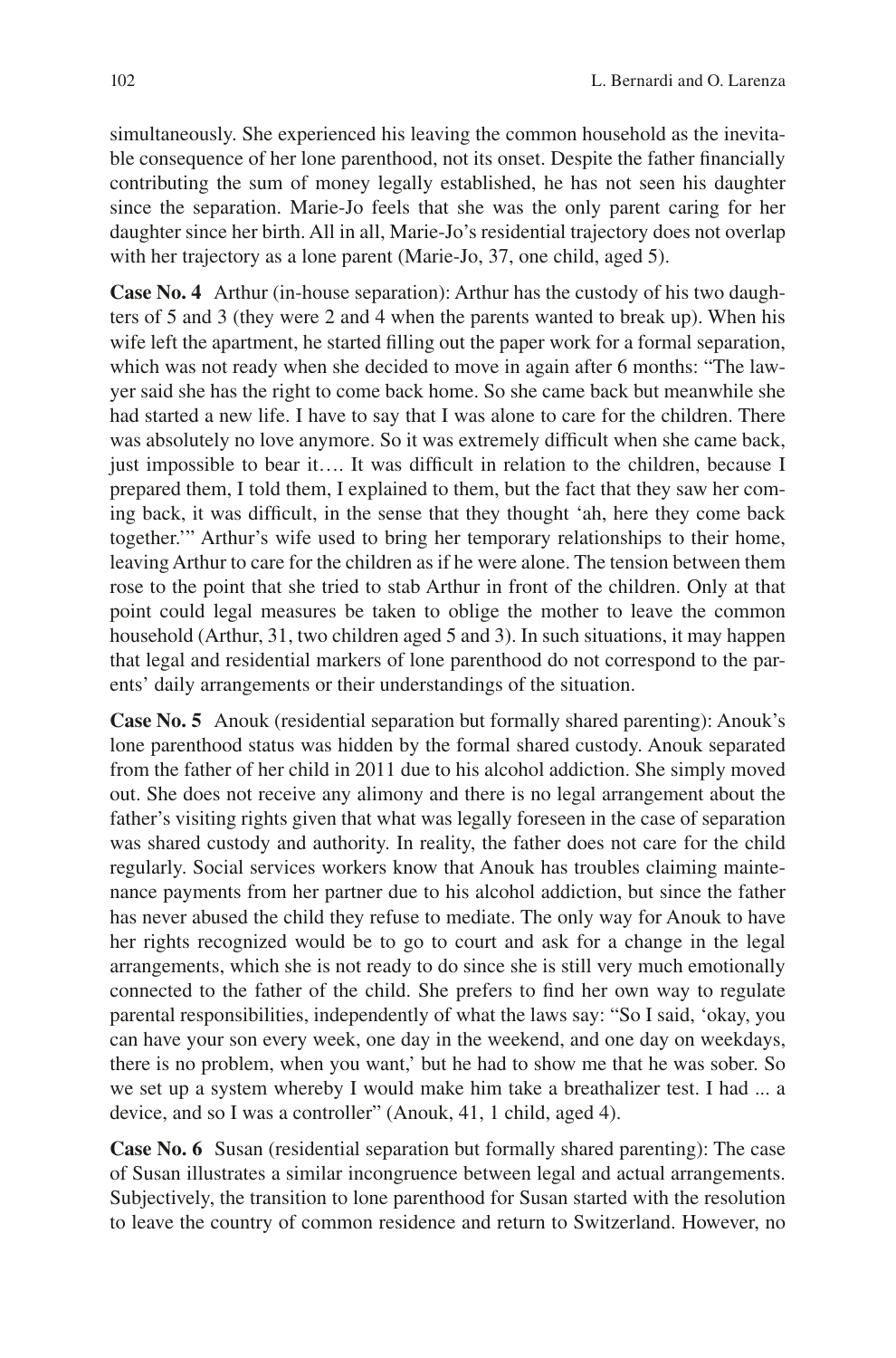simultaneously. She experienced his leaving the common household as the inevitable consequence of her lone parenthood, not its onset. Despite the father financially contributing the sum of money legally established, he has not seen his daughter since the separation. Marie-Jo feels that she was the only parent caring for her daughter since her birth. All in all, Marie-Jo's residential trajectory does not overlap with her trajectory as a lone parent (Marie-Jo, 37, one child, aged 5).

**Case No. 4** Arthur (in-house separation): Arthur has the custody of his two daughters of 5 and 3 (they were 2 and 4 when the parents wanted to break up). When his wife left the apartment, he started filling out the paper work for a formal separation, which was not ready when she decided to move in again after 6 months: "The lawyer said she has the right to come back home. So she came back but meanwhile she had started a new life. I have to say that I was alone to care for the children. There was absolutely no love anymore. So it was extremely difficult when she came back, just impossible to bear it…. It was difficult in relation to the children, because I prepared them, I told them, I explained to them, but the fact that they saw her coming back, it was difficult, in the sense that they thought 'ah, here they come back together.'" Arthur's wife used to bring her temporary relationships to their home, leaving Arthur to care for the children as if he were alone. The tension between them rose to the point that she tried to stab Arthur in front of the children. Only at that point could legal measures be taken to oblige the mother to leave the common household (Arthur, 31, two children aged 5 and 3). In such situations, it may happen that legal and residential markers of lone parenthood do not correspond to the parents' daily arrangements or their understandings of the situation.

**Case No. 5** Anouk (residential separation but formally shared parenting): Anouk's lone parenthood status was hidden by the formal shared custody. Anouk separated from the father of her child in 2011 due to his alcohol addiction. She simply moved out. She does not receive any alimony and there is no legal arrangement about the father's visiting rights given that what was legally foreseen in the case of separation was shared custody and authority. In reality, the father does not care for the child regularly. Social services workers know that Anouk has troubles claiming maintenance payments from her partner due to his alcohol addiction, but since the father has never abused the child they refuse to mediate. The only way for Anouk to have her rights recognized would be to go to court and ask for a change in the legal arrangements, which she is not ready to do since she is still very much emotionally connected to the father of the child. She prefers to find her own way to regulate parental responsibilities, independently of what the laws say: "So I said, 'okay, you can have your son every week, one day in the weekend, and one day on weekdays, there is no problem, when you want,' but he had to show me that he was sober. So we set up a system whereby I would make him take a breathalizer test. I had ... a device, and so I was a controller" (Anouk, 41, 1 child, aged 4).

**Case No. 6** Susan (residential separation but formally shared parenting): The case of Susan illustrates a similar incongruence between legal and actual arrangements. Subjectively, the transition to lone parenthood for Susan started with the resolution to leave the country of common residence and return to Switzerland. However, no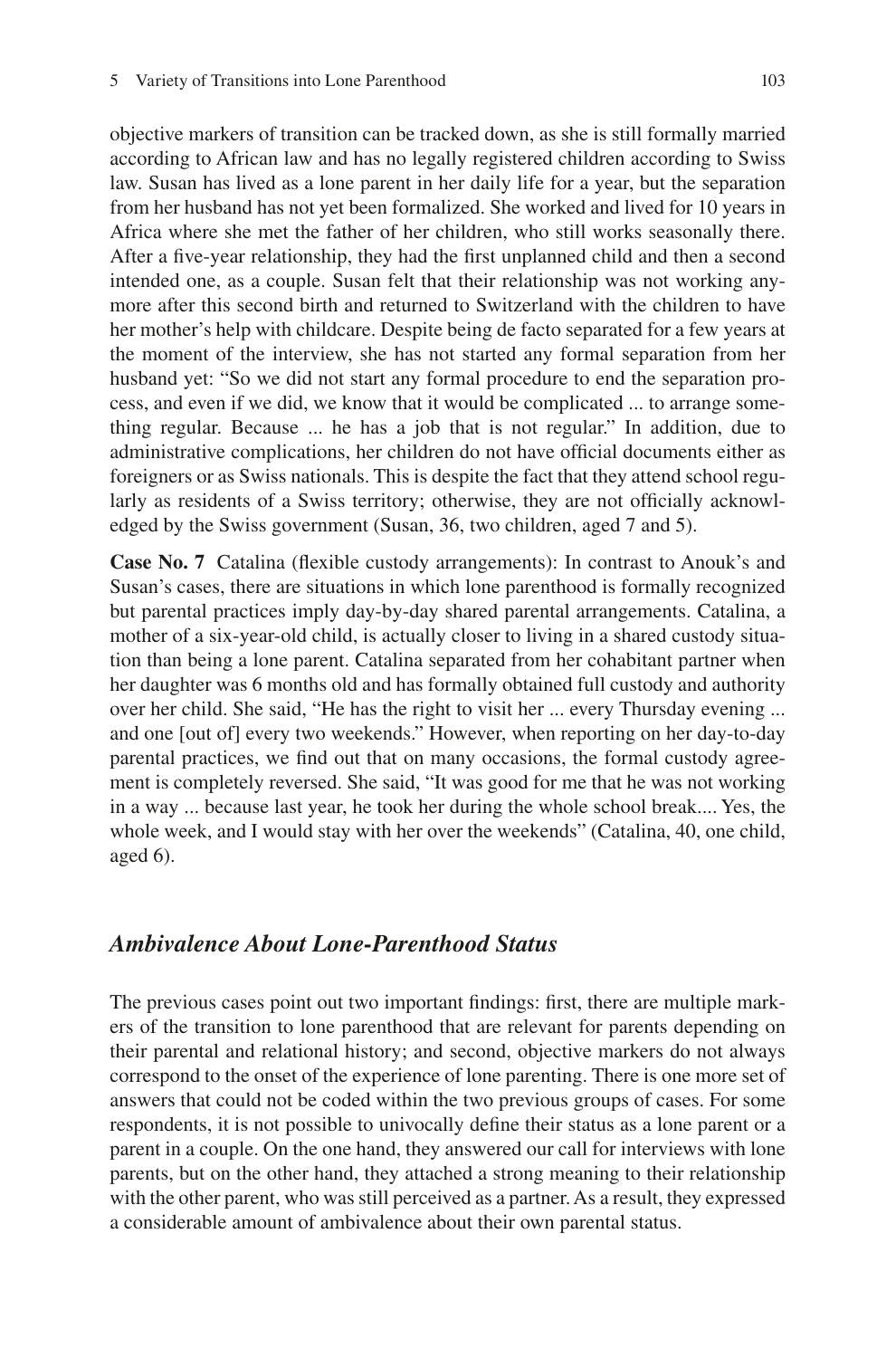objective markers of transition can be tracked down, as she is still formally married according to African law and has no legally registered children according to Swiss law. Susan has lived as a lone parent in her daily life for a year, but the separation from her husband has not yet been formalized. She worked and lived for 10 years in Africa where she met the father of her children, who still works seasonally there. After a five-year relationship, they had the first unplanned child and then a second intended one, as a couple. Susan felt that their relationship was not working anymore after this second birth and returned to Switzerland with the children to have her mother's help with childcare. Despite being de facto separated for a few years at the moment of the interview, she has not started any formal separation from her husband yet: "So we did not start any formal procedure to end the separation process, and even if we did, we know that it would be complicated ... to arrange something regular. Because ... he has a job that is not regular." In addition, due to administrative complications, her children do not have official documents either as foreigners or as Swiss nationals. This is despite the fact that they attend school regularly as residents of a Swiss territory; otherwise, they are not officially acknowledged by the Swiss government (Susan, 36, two children, aged 7 and 5).

**Case No. 7** Catalina (flexible custody arrangements): In contrast to Anouk's and Susan's cases, there are situations in which lone parenthood is formally recognized but parental practices imply day-by-day shared parental arrangements. Catalina, a mother of a six-year-old child, is actually closer to living in a shared custody situation than being a lone parent. Catalina separated from her cohabitant partner when her daughter was 6 months old and has formally obtained full custody and authority over her child. She said, "He has the right to visit her ... every Thursday evening ... and one [out of] every two weekends." However, when reporting on her day-to-day parental practices, we find out that on many occasions, the formal custody agreement is completely reversed. She said, "It was good for me that he was not working in a way ... because last year, he took her during the whole school break.... Yes, the whole week, and I would stay with her over the weekends" (Catalina, 40, one child, aged 6).

## *Ambivalence About Lone-Parenthood Status*

The previous cases point out two important findings: first, there are multiple markers of the transition to lone parenthood that are relevant for parents depending on their parental and relational history; and second, objective markers do not always correspond to the onset of the experience of lone parenting. There is one more set of answers that could not be coded within the two previous groups of cases. For some respondents, it is not possible to univocally define their status as a lone parent or a parent in a couple. On the one hand, they answered our call for interviews with lone parents, but on the other hand, they attached a strong meaning to their relationship with the other parent, who was still perceived as a partner. As a result, they expressed a considerable amount of ambivalence about their own parental status.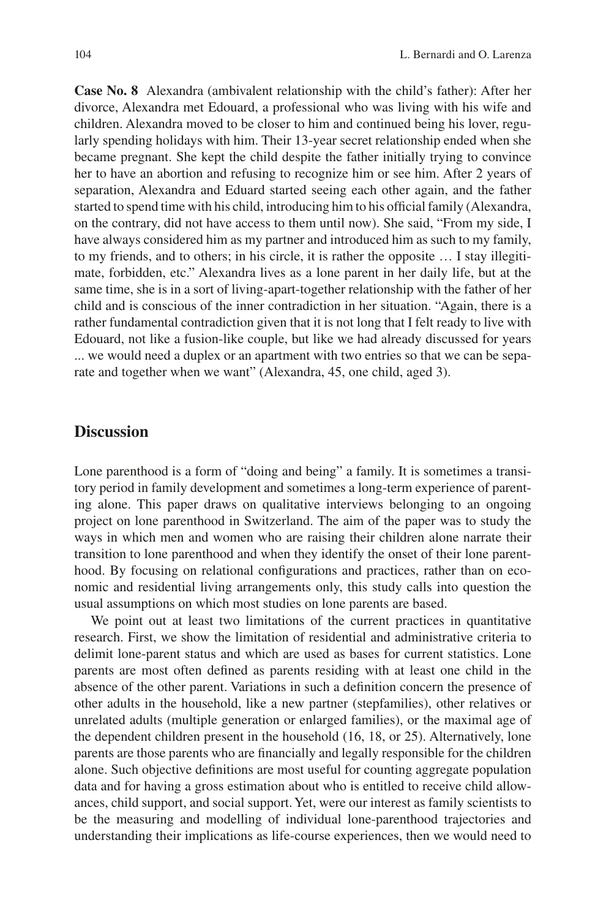**Case No. 8** Alexandra (ambivalent relationship with the child's father): After her divorce, Alexandra met Edouard, a professional who was living with his wife and children. Alexandra moved to be closer to him and continued being his lover, regularly spending holidays with him. Their 13-year secret relationship ended when she became pregnant. She kept the child despite the father initially trying to convince her to have an abortion and refusing to recognize him or see him. After 2 years of separation, Alexandra and Eduard started seeing each other again, and the father started to spend time with his child, introducing him to his official family (Alexandra, on the contrary, did not have access to them until now). She said, "From my side, I have always considered him as my partner and introduced him as such to my family, to my friends, and to others; in his circle, it is rather the opposite … I stay illegitimate, forbidden, etc." Alexandra lives as a lone parent in her daily life, but at the same time, she is in a sort of living-apart-together relationship with the father of her child and is conscious of the inner contradiction in her situation. "Again, there is a rather fundamental contradiction given that it is not long that I felt ready to live with Edouard, not like a fusion-like couple, but like we had already discussed for years ... we would need a duplex or an apartment with two entries so that we can be separate and together when we want" (Alexandra, 45, one child, aged 3).

## Discussion

Lone parenthood is a form of "doing and being" a family. It is sometimes a transitory period in family development and sometimes a long-term experience of parenting alone. This paper draws on qualitative interviews belonging to an ongoing project on lone parenthood in Switzerland. The aim of the paper was to study the ways in which men and women who are raising their children alone narrate their transition to lone parenthood and when they identify the onset of their lone parenthood. By focusing on relational configurations and practices, rather than on economic and residential living arrangements only, this study calls into question the usual assumptions on which most studies on lone parents are based.

We point out at least two limitations of the current practices in quantitative research. First, we show the limitation of residential and administrative criteria to delimit lone-parent status and which are used as bases for current statistics. Lone parents are most often defined as parents residing with at least one child in the absence of the other parent. Variations in such a definition concern the presence of other adults in the household, like a new partner (stepfamilies), other relatives or unrelated adults (multiple generation or enlarged families), or the maximal age of the dependent children present in the household (16, 18, or 25). Alternatively, lone parents are those parents who are financially and legally responsible for the children alone. Such objective definitions are most useful for counting aggregate population data and for having a gross estimation about who is entitled to receive child allowances, child support, and social support. Yet, were our interest as family scientists to be the measuring and modelling of individual lone-parenthood trajectories and understanding their implications as life-course experiences, then we would need to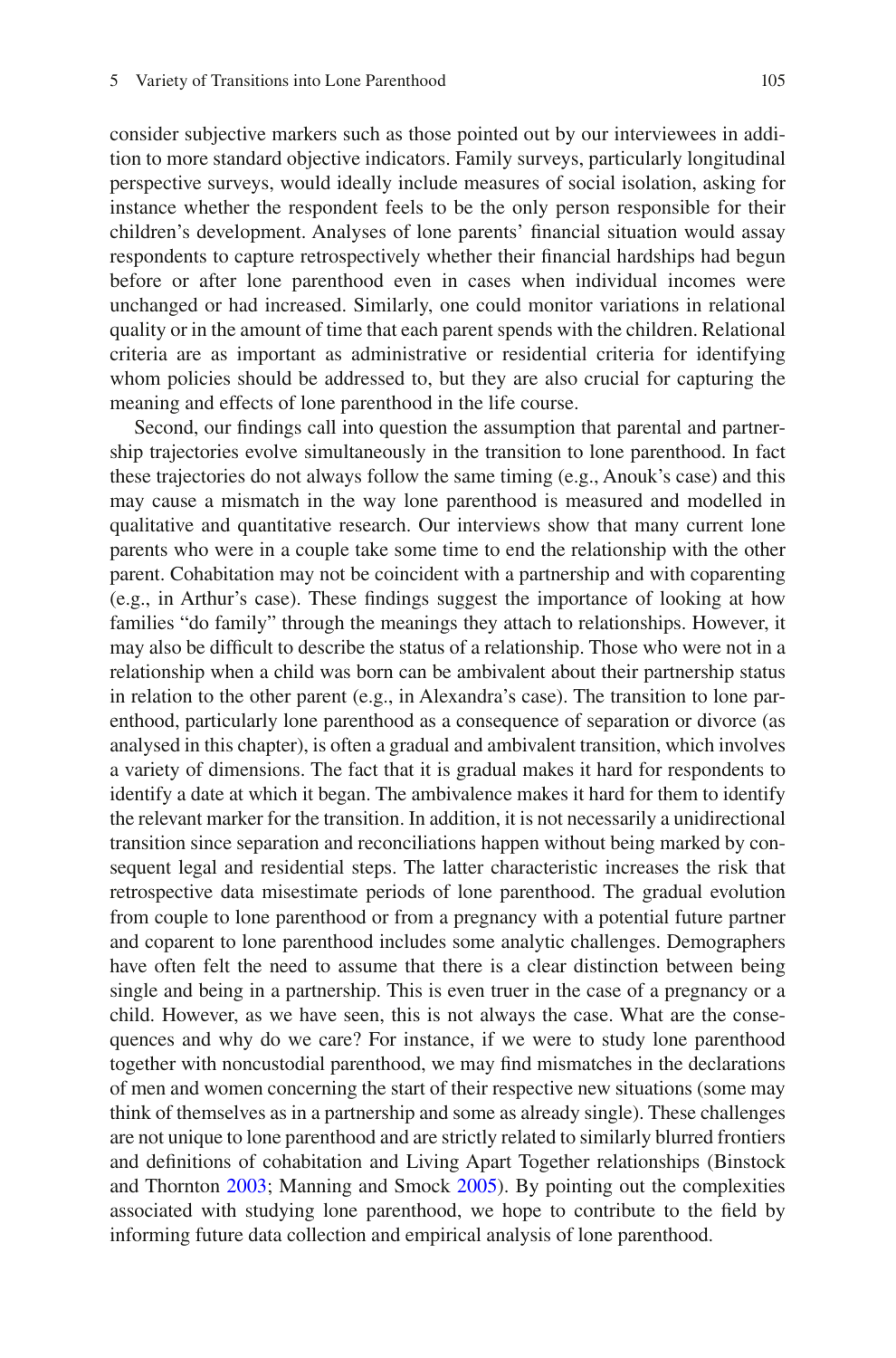consider subjective markers such as those pointed out by our interviewees in addition to more standard objective indicators. Family surveys, particularly longitudinal perspective surveys, would ideally include measures of social isolation, asking for instance whether the respondent feels to be the only person responsible for their children's development. Analyses of lone parents' financial situation would assay respondents to capture retrospectively whether their financial hardships had begun before or after lone parenthood even in cases when individual incomes were unchanged or had increased. Similarly, one could monitor variations in relational quality or in the amount of time that each parent spends with the children. Relational criteria are as important as administrative or residential criteria for identifying whom policies should be addressed to, but they are also crucial for capturing the meaning and effects of lone parenthood in the life course.

Second, our findings call into question the assumption that parental and partnership trajectories evolve simultaneously in the transition to lone parenthood. In fact these trajectories do not always follow the same timing (e.g., Anouk's case) and this may cause a mismatch in the way lone parenthood is measured and modelled in qualitative and quantitative research. Our interviews show that many current lone parents who were in a couple take some time to end the relationship with the other parent. Cohabitation may not be coincident with a partnership and with coparenting (e.g., in Arthur's case). These findings suggest the importance of looking at how families "do family" through the meanings they attach to relationships. However, it may also be difficult to describe the status of a relationship. Those who were not in a relationship when a child was born can be ambivalent about their partnership status in relation to the other parent (e.g., in Alexandra's case). The transition to lone parenthood, particularly lone parenthood as a consequence of separation or divorce (as analysed in this chapter), is often a gradual and ambivalent transition, which involves a variety of dimensions. The fact that it is gradual makes it hard for respondents to identify a date at which it began. The ambivalence makes it hard for them to identify the relevant marker for the transition. In addition, it is not necessarily a unidirectional transition since separation and reconciliations happen without being marked by consequent legal and residential steps. The latter characteristic increases the risk that retrospective data misestimate periods of lone parenthood. The gradual evolution from couple to lone parenthood or from a pregnancy with a potential future partner and coparent to lone parenthood includes some analytic challenges. Demographers have often felt the need to assume that there is a clear distinction between being single and being in a partnership. This is even truer in the case of a pregnancy or a child. However, as we have seen, this is not always the case. What are the consequences and why do we care? For instance, if we were to study lone parenthood together with noncustodial parenthood, we may find mismatches in the declarations of men and women concerning the start of their respective new situations (some may think of themselves as in a partnership and some as already single). These challenges are not unique to lone parenthood and are strictly related to similarly blurred frontiers and definitions of cohabitation and Living Apart Together relationships (Binstock and Thornton 2003; Manning and Smock 2005). By pointing out the complexities associated with studying lone parenthood, we hope to contribute to the field by informing future data collection and empirical analysis of lone parenthood.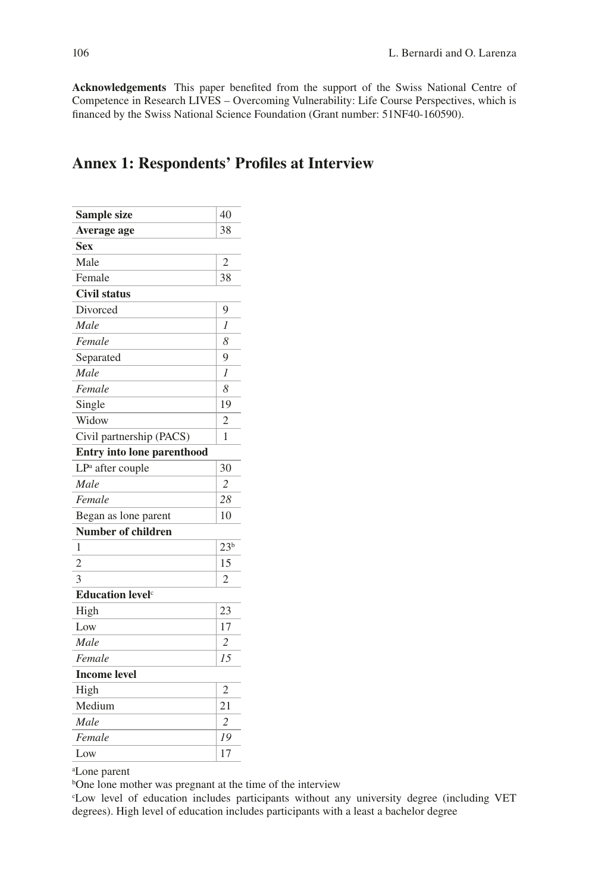**Acknowledgements** This paper benefited from the support of the Swiss National Centre of Competence in Research LIVES – Overcoming Vulnerability: Life Course Perspectives, which is financed by the Swiss National Science Foundation (Grant number: 51NF40-160590).

## Annex 1: Respondents' Profiles at Interview

| | |
|---|---|
| **Sample size** | 40 |
| **Average age** | 38 |
| **Sex** | |
| Male | 2 |
| Female | 38 |
| **Civil status** | |
| Divorced | 9 |
| *Male* | *1* |
| *Female* | *8* |
| Separated | 9 |
| *Male* | *1* |
| *Female* | *8* |
| Single | 19 |
| Widow | 2 |
| Civil partnership (PACS) | 1 |
| **Entry into lone parenthood** | |
| LP[a] after couple | 30 |
| *Male* | *2* |
| *Female* | *28* |
| Began as lone parent | 10 |
| **Number of children** | |
| 1 | 23[b] |
| 2 | 15 |
| 3 | 2 |
| **Education level**[c] | |
| High | 23 |
| Low | 17 |
| *Male* | *2* |
| *Female* | *15* |
| **Income level** | |
| High | 2 |
| Medium | 21 |
| *Male* | *2* |
| *Female* | *19* |
| Low | 17 |

[a]Lone parent

[b]One lone mother was pregnant at the time of the interview

[c]Low level of education includes participants without any university degree (including VET degrees). High level of education includes participants with a least a bachelor degree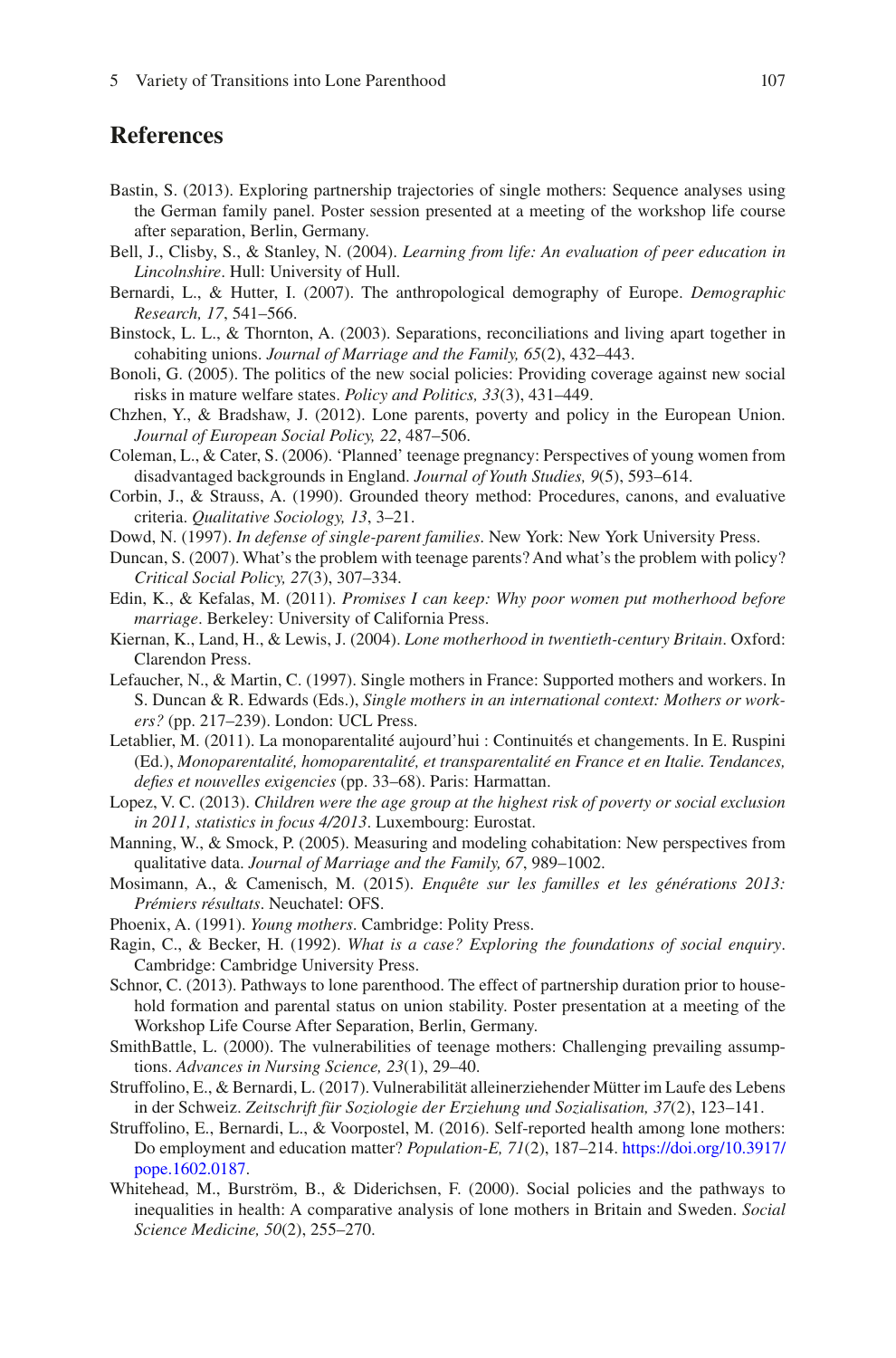## References

Bastin, S. (2013). Exploring partnership trajectories of single mothers: Sequence analyses using the German family panel. Poster session presented at a meeting of the workshop life course after separation, Berlin, Germany.

Bell, J., Clisby, S., & Stanley, N. (2004). *Learning from life: An evaluation of peer education in Lincolnshire*. Hull: University of Hull.

Bernardi, L., & Hutter, I. (2007). The anthropological demography of Europe. *Demographic Research, 17*, 541–566.

Binstock, L. L., & Thornton, A. (2003). Separations, reconciliations and living apart together in cohabiting unions. *Journal of Marriage and the Family, 65*(2), 432–443.

Bonoli, G. (2005). The politics of the new social policies: Providing coverage against new social risks in mature welfare states. *Policy and Politics, 33*(3), 431–449.

Chzhen, Y., & Bradshaw, J. (2012). Lone parents, poverty and policy in the European Union. *Journal of European Social Policy, 22*, 487–506.

Coleman, L., & Cater, S. (2006). 'Planned' teenage pregnancy: Perspectives of young women from disadvantaged backgrounds in England. *Journal of Youth Studies, 9*(5), 593–614.

Corbin, J., & Strauss, A. (1990). Grounded theory method: Procedures, canons, and evaluative criteria. *Qualitative Sociology, 13*, 3–21.

Dowd, N. (1997). *In defense of single-parent families*. New York: New York University Press.

Duncan, S. (2007). What's the problem with teenage parents? And what's the problem with policy? *Critical Social Policy, 27*(3), 307–334.

Edin, K., & Kefalas, M. (2011). *Promises I can keep: Why poor women put motherhood before marriage*. Berkeley: University of California Press.

Kiernan, K., Land, H., & Lewis, J. (2004). *Lone motherhood in twentieth-century Britain*. Oxford: Clarendon Press.

Lefaucher, N., & Martin, C. (1997). Single mothers in France: Supported mothers and workers. In S. Duncan & R. Edwards (Eds.), *Single mothers in an international context: Mothers or workers?* (pp. 217–239). London: UCL Press.

Letablier, M. (2011). La monoparentalité aujourd'hui : Continuités et changements. In E. Ruspini (Ed.), *Monoparentalité, homoparentalité, et transparentalité en France et en Italie. Tendances, defies et nouvelles exigencies* (pp. 33–68). Paris: Harmattan.

Lopez, V. C. (2013). *Children were the age group at the highest risk of poverty or social exclusion in 2011, statistics in focus 4/2013*. Luxembourg: Eurostat.

Manning, W., & Smock, P. (2005). Measuring and modeling cohabitation: New perspectives from qualitative data. *Journal of Marriage and the Family, 67*, 989–1002.

Mosimann, A., & Camenisch, M. (2015). *Enquête sur les familles et les générations 2013: Prémiers résultats*. Neuchatel: OFS.

Phoenix, A. (1991). *Young mothers*. Cambridge: Polity Press.

Ragin, C., & Becker, H. (1992). *What is a case? Exploring the foundations of social enquiry*. Cambridge: Cambridge University Press.

Schnor, C. (2013). Pathways to lone parenthood. The effect of partnership duration prior to household formation and parental status on union stability. Poster presentation at a meeting of the Workshop Life Course After Separation, Berlin, Germany.

SmithBattle, L. (2000). The vulnerabilities of teenage mothers: Challenging prevailing assumptions. *Advances in Nursing Science, 23*(1), 29–40.

Struffolino, E., & Bernardi, L. (2017). Vulnerabilität alleinerziehender Mütter im Laufe des Lebens in der Schweiz. *Zeitschrift für Soziologie der Erziehung und Sozialisation, 37*(2), 123–141.

Struffolino, E., Bernardi, L., & Voorpostel, M. (2016). Self-reported health among lone mothers: Do employment and education matter? *Population-E, 71*(2), 187–214. https://doi.org/10.3917/pope.1602.0187.

Whitehead, M., Burström, B., & Diderichsen, F. (2000). Social policies and the pathways to inequalities in health: A comparative analysis of lone mothers in Britain and Sweden. *Social Science Medicine, 50*(2), 255–270.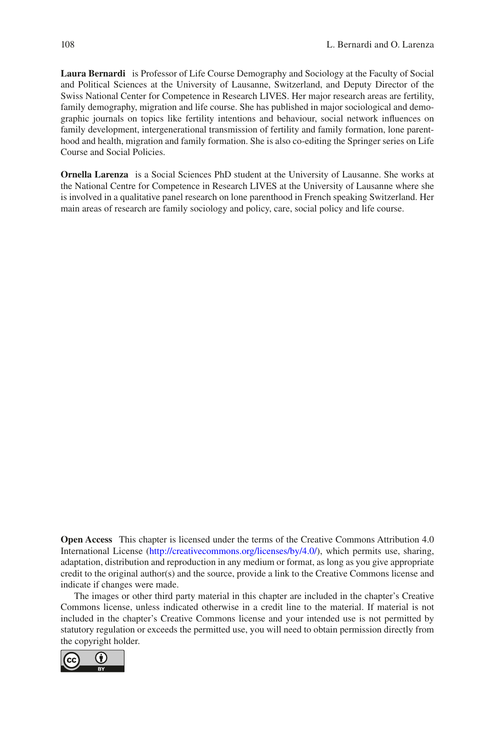**Laura Bernardi** is Professor of Life Course Demography and Sociology at the Faculty of Social and Political Sciences at the University of Lausanne, Switzerland, and Deputy Director of the Swiss National Center for Competence in Research LIVES. Her major research areas are fertility, family demography, migration and life course. She has published in major sociological and demographic journals on topics like fertility intentions and behaviour, social network influences on family development, intergenerational transmission of fertility and family formation, lone parenthood and health, migration and family formation. She is also co-editing the Springer series on Life Course and Social Policies.

**Ornella Larenza** is a Social Sciences PhD student at the University of Lausanne. She works at the National Centre for Competence in Research LIVES at the University of Lausanne where she is involved in a qualitative panel research on lone parenthood in French speaking Switzerland. Her main areas of research are family sociology and policy, care, social policy and life course.

**Open Access** This chapter is licensed under the terms of the Creative Commons Attribution 4.0 International License (http://creativecommons.org/licenses/by/4.0/), which permits use, sharing, adaptation, distribution and reproduction in any medium or format, as long as you give appropriate credit to the original author(s) and the source, provide a link to the Creative Commons license and indicate if changes were made.

The images or other third party material in this chapter are included in the chapter's Creative Commons license, unless indicated otherwise in a credit line to the material. If material is not included in the chapter's Creative Commons license and your intended use is not permitted by statutory regulation or exceeds the permitted use, you will need to obtain permission directly from the copyright holder.